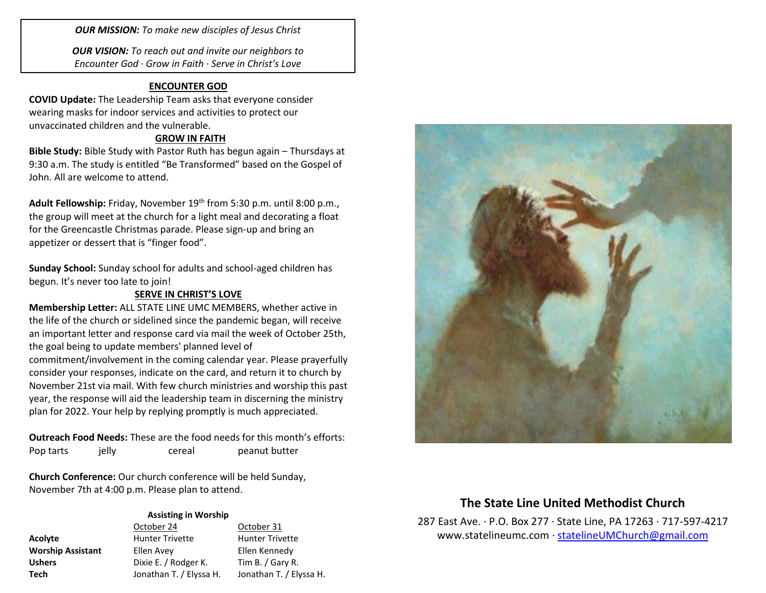***OUR MISSION:*** *To make new disciples of Jesus Christ*

***OUR VISION:*** *To reach out and invite our neighbors to Encounter God · Grow in Faith · Serve in Christ's Love*

## ENCOUNTER GOD

**COVID Update:** The Leadership Team asks that everyone consider wearing masks for indoor services and activities to protect our unvaccinated children and the vulnerable.

## GROW IN FAITH

**Bible Study:** Bible Study with Pastor Ruth has begun again – Thursdays at 9:30 a.m. The study is entitled "Be Transformed" based on the Gospel of John. All are welcome to attend.

**Adult Fellowship:** Friday, November 19th from 5:30 p.m. until 8:00 p.m., the group will meet at the church for a light meal and decorating a float for the Greencastle Christmas parade. Please sign-up and bring an appetizer or dessert that is "finger food".

**Sunday School:** Sunday school for adults and school-aged children has begun. It's never too late to join!

## SERVE IN CHRIST'S LOVE

**Membership Letter:** ALL STATE LINE UMC MEMBERS, whether active in the life of the church or sidelined since the pandemic began, will receive an important letter and response card via mail the week of October 25th, the goal being to update members' planned level of commitment/involvement in the coming calendar year. Please prayerfully consider your responses, indicate on the card, and return it to church by November 21st via mail. With few church ministries and worship this past year, the response will aid the leadership team in discerning the ministry plan for 2022. Your help by replying promptly is much appreciated.

**Outreach Food Needs:** These are the food needs for this month's efforts:
Pop tarts jelly cereal peanut butter

**Church Conference:** Our church conference will be held Sunday, November 7th at 4:00 p.m. Please plan to attend.

**Assisting in Worship**

| | October 24 | October 31 |
|---|---|---|
| **Acolyte** | Hunter Trivette | Hunter Trivette |
| **Worship Assistant** | Ellen Avey | Ellen Kennedy |
| **Ushers** | Dixie E. / Rodger K. | Tim B. / Gary R. |
| **Tech** | Jonathan T. / Elyssa H. | Jonathan T. / Elyssa H. |

# The State Line United Methodist Church

287 East Ave. · P.O. Box 277 · State Line, PA 17263 · 717-597-4217
www.statelineumc.com · statelineUMChurch@gmail.com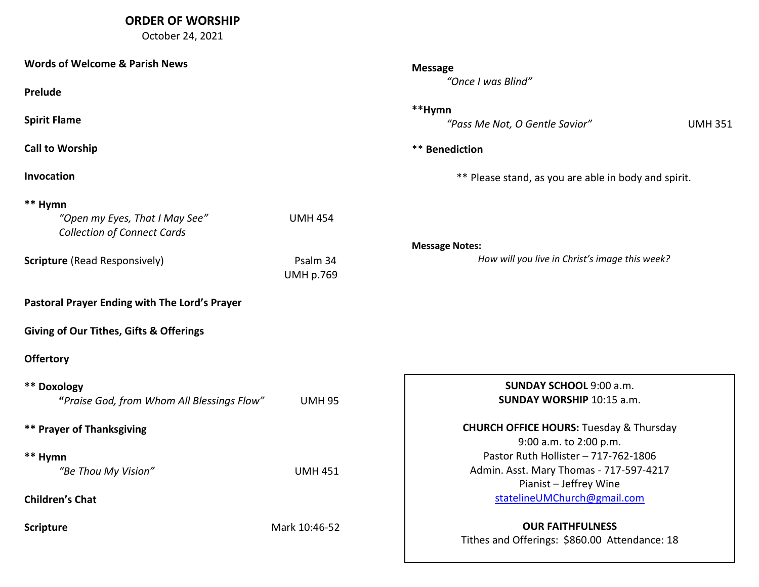## ORDER OF WORSHIP

October 24, 2021

**Words of Welcome & Parish News**

**Prelude**

**Spirit Flame**

**Call to Worship**

**Invocation**

**\*\* Hymn**
*"Open my Eyes, That I May See"* UMH 454
*Collection of Connect Cards*

**Scripture** (Read Responsively) Psalm 34 UMH p.769

**Pastoral Prayer Ending with The Lord's Prayer**

**Giving of Our Tithes, Gifts & Offerings**

**Offertory**

**\*\* Doxology**
**"***Praise God, from Whom All Blessings Flow"* UMH 95

**\*\* Prayer of Thanksgiving**

**\*\* Hymn**
*"Be Thou My Vision"* UMH 451

**Children's Chat**

**Scripture** Mark 10:46-52

**Message**
*"Once I was Blind"*

**\*\*Hymn**
*"Pass Me Not, O Gentle Savior"* UMH 351

\*\* **Benediction**

\*\* Please stand, as you are able in body and spirit.

**Message Notes:**
*How will you live in Christ's image this week?*

**SUNDAY SCHOOL** 9:00 a.m.
**SUNDAY WORSHIP** 10:15 a.m.

**CHURCH OFFICE HOURS:** Tuesday & Thursday
9:00 a.m. to 2:00 p.m.
Pastor Ruth Hollister – 717-762-1806
Admin. Asst. Mary Thomas - 717-597-4217
Pianist – Jeffrey Wine
statelineUMChurch@gmail.com

**OUR FAITHFULNESS**
Tithes and Offerings: $860.00 Attendance: 18